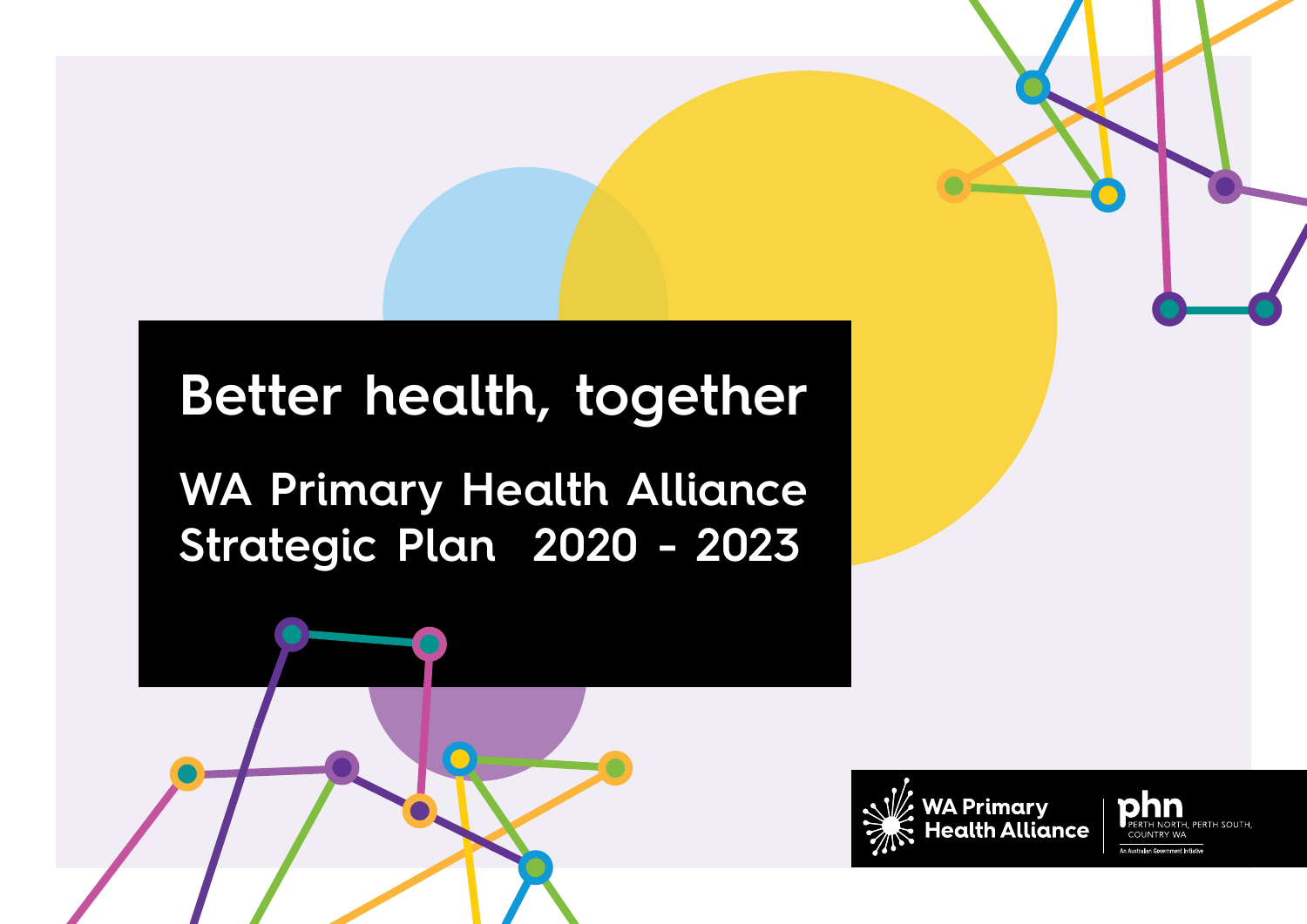# Better health, together

## WA Primary Health Alliance Strategic Plan 2020 - 2023

WA Primary Health Alliance

phn PERTH NORTH, PERTH SOUTH, COUNTRY WA

An Australian Government Initiative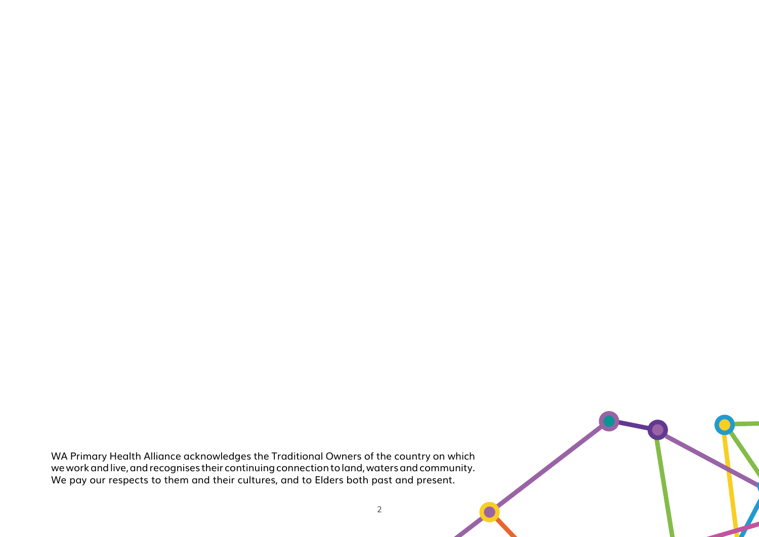WA Primary Health Alliance acknowledges the Traditional Owners of the country on which we work and live, and recognises their continuing connection to land, waters and community. We pay our respects to them and their cultures, and to Elders both past and present.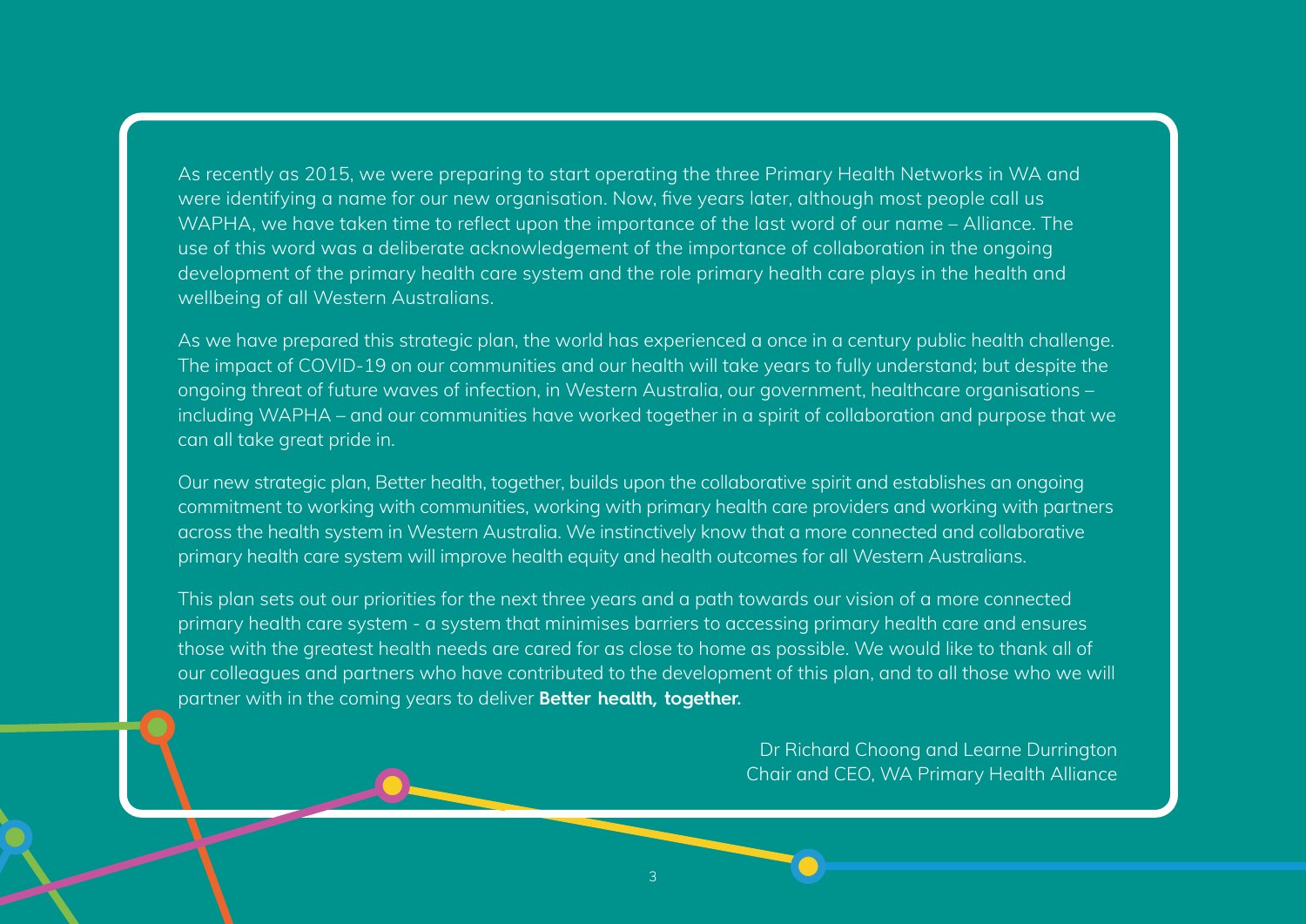As recently as 2015, we were preparing to start operating the three Primary Health Networks in WA and were identifying a name for our new organisation. Now, five years later, although most people call us WAPHA, we have taken time to reflect upon the importance of the last word of our name – Alliance. The use of this word was a deliberate acknowledgement of the importance of collaboration in the ongoing development of the primary health care system and the role primary health care plays in the health and wellbeing of all Western Australians.

As we have prepared this strategic plan, the world has experienced a once in a century public health challenge. The impact of COVID-19 on our communities and our health will take years to fully understand; but despite the ongoing threat of future waves of infection, in Western Australia, our government, healthcare organisations – including WAPHA – and our communities have worked together in a spirit of collaboration and purpose that we can all take great pride in.

Our new strategic plan, Better health, together, builds upon the collaborative spirit and establishes an ongoing commitment to working with communities, working with primary health care providers and working with partners across the health system in Western Australia. We instinctively know that a more connected and collaborative primary health care system will improve health equity and health outcomes for all Western Australians.

This plan sets out our priorities for the next three years and a path towards our vision of a more connected primary health care system - a system that minimises barriers to accessing primary health care and ensures those with the greatest health needs are cared for as close to home as possible. We would like to thank all of our colleagues and partners who have contributed to the development of this plan, and to all those who we will partner with in the coming years to deliver **Better health, together.**

Dr Richard Choong and Learne Durrington
Chair and CEO, WA Primary Health Alliance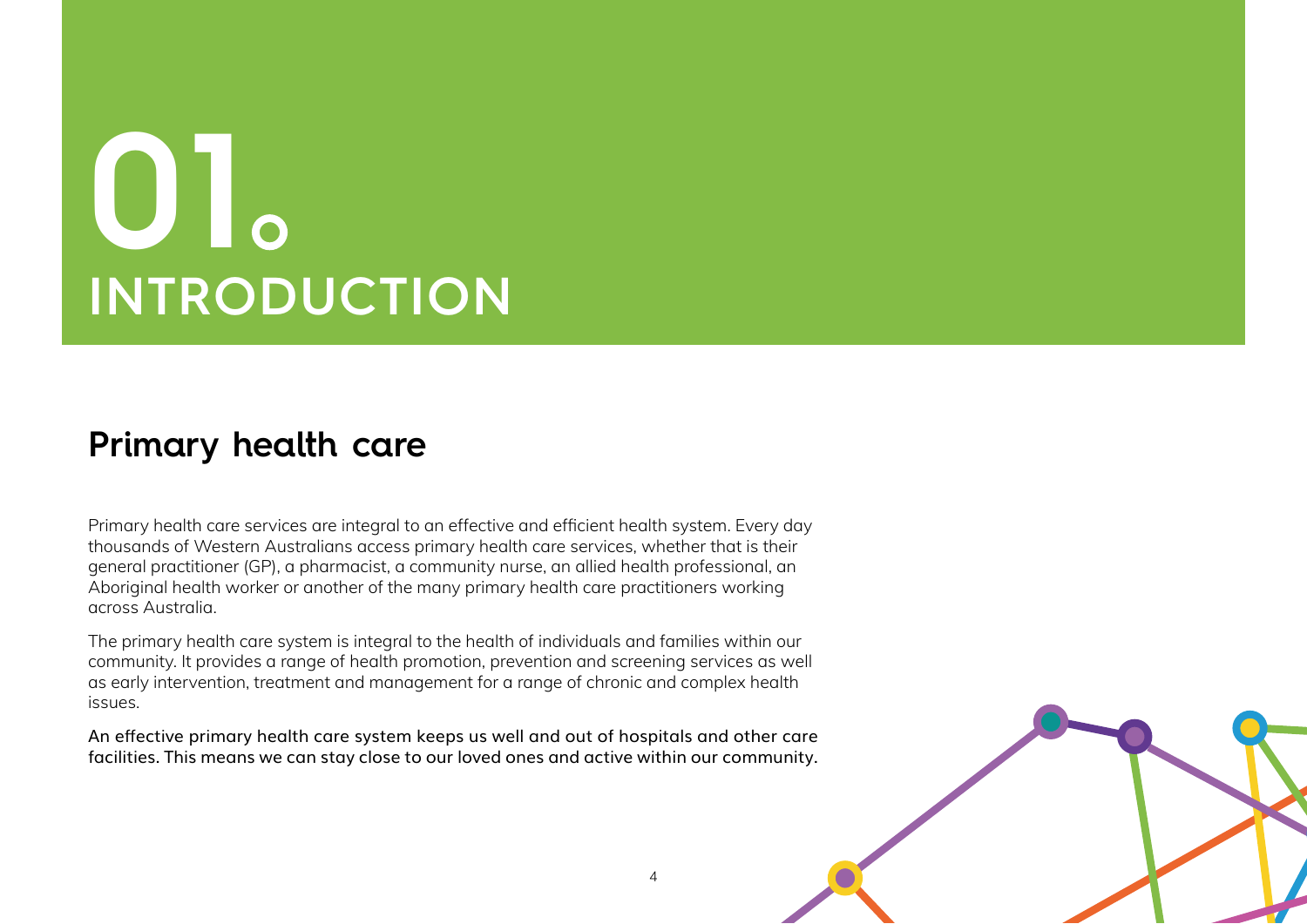# 01. INTRODUCTION

## Primary health care

Primary health care services are integral to an effective and efficient health system. Every day thousands of Western Australians access primary health care services, whether that is their general practitioner (GP), a pharmacist, a community nurse, an allied health professional, an Aboriginal health worker or another of the many primary health care practitioners working across Australia.

The primary health care system is integral to the health of individuals and families within our community. It provides a range of health promotion, prevention and screening services as well as early intervention, treatment and management for a range of chronic and complex health issues.

An effective primary health care system keeps us well and out of hospitals and other care facilities. This means we can stay close to our loved ones and active within our community.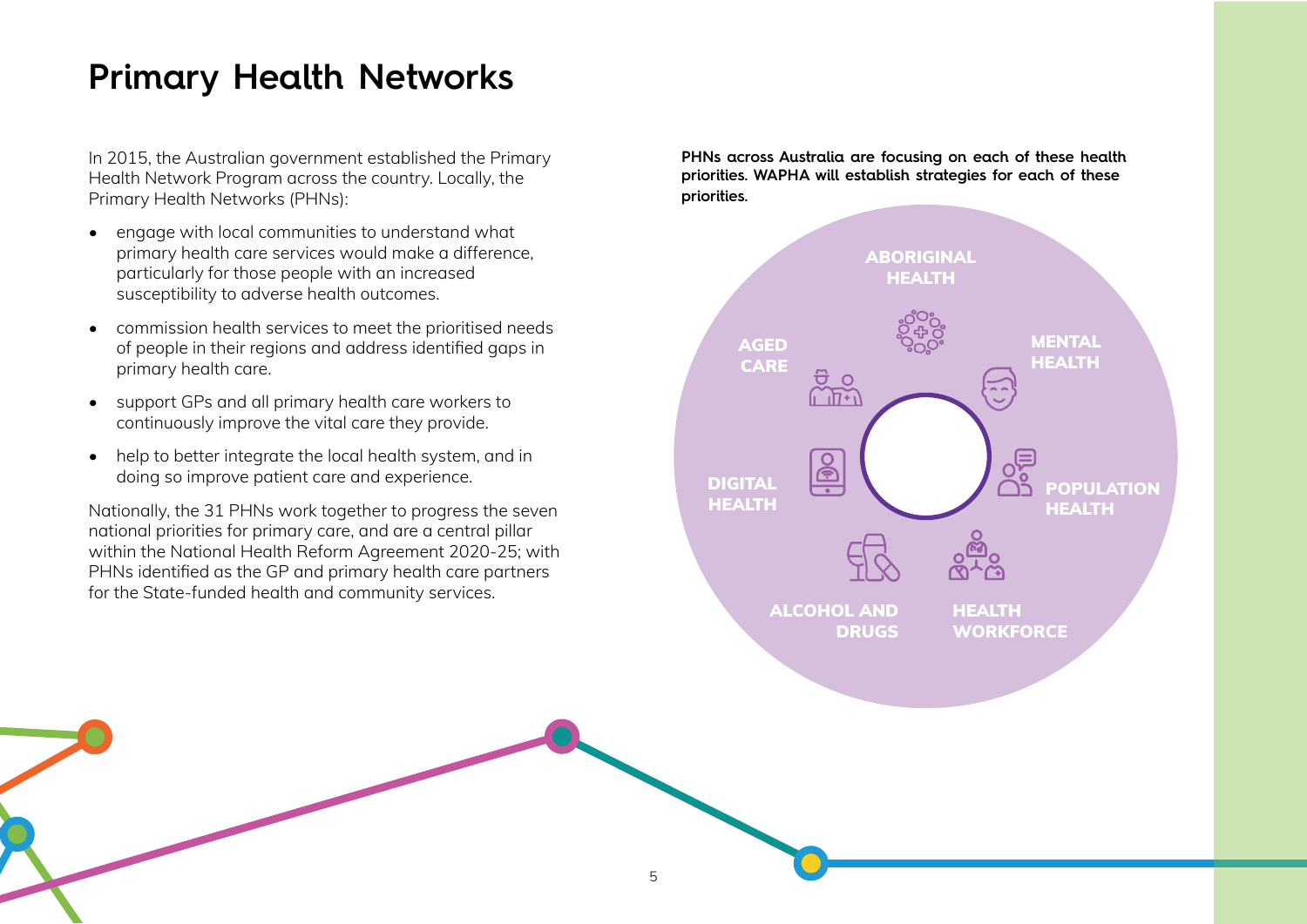# Primary Health Networks

In 2015, the Australian government established the Primary Health Network Program across the country. Locally, the Primary Health Networks (PHNs):

- engage with local communities to understand what primary health care services would make a difference, particularly for those people with an increased susceptibility to adverse health outcomes.
- commission health services to meet the prioritised needs of people in their regions and address identified gaps in primary health care.
- support GPs and all primary health care workers to continuously improve the vital care they provide.
- help to better integrate the local health system, and in doing so improve patient care and experience.

Nationally, the 31 PHNs work together to progress the seven national priorities for primary care, and are a central pillar within the National Health Reform Agreement 2020-25; with PHNs identified as the GP and primary health care partners for the State-funded health and community services.

**PHNs across Australia are focusing on each of these health priorities. WAPHA will establish strategies for each of these priorities.**

- ABORIGINAL HEALTH
- MENTAL HEALTH
- POPULATION HEALTH
- HEALTH WORKFORCE
- ALCOHOL AND DRUGS
- DIGITAL HEALTH
- AGED CARE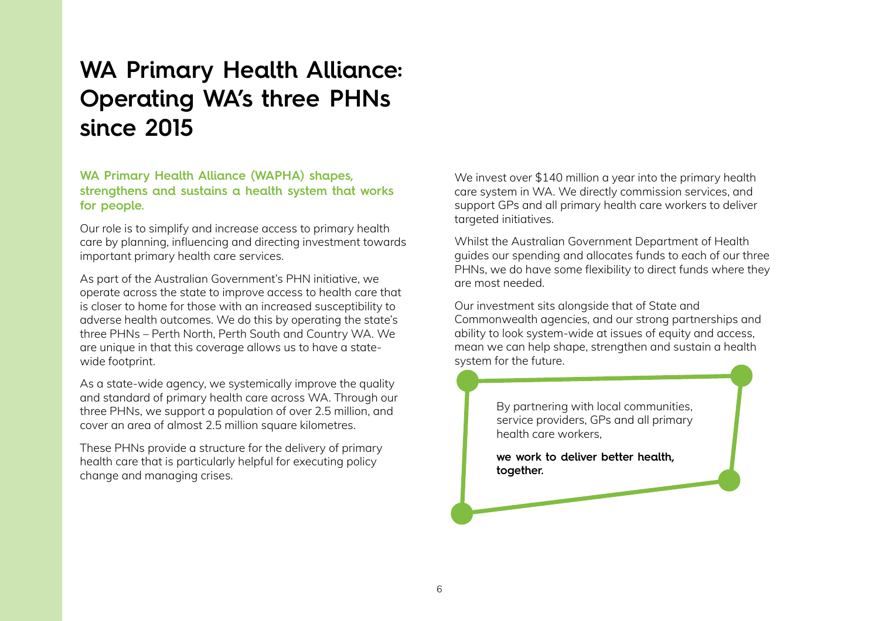# WA Primary Health Alliance: Operating WA's three PHNs since 2015

**WA Primary Health Alliance (WAPHA) shapes, strengthens and sustains a health system that works for people.**

Our role is to simplify and increase access to primary health care by planning, influencing and directing investment towards important primary health care services.

As part of the Australian Government's PHN initiative, we operate across the state to improve access to health care that is closer to home for those with an increased susceptibility to adverse health outcomes. We do this by operating the state's three PHNs – Perth North, Perth South and Country WA. We are unique in that this coverage allows us to have a state-wide footprint.

As a state-wide agency, we systemically improve the quality and standard of primary health care across WA. Through our three PHNs, we support a population of over 2.5 million, and cover an area of almost 2.5 million square kilometres.

These PHNs provide a structure for the delivery of primary health care that is particularly helpful for executing policy change and managing crises.

We invest over $140 million a year into the primary health care system in WA. We directly commission services, and support GPs and all primary health care workers to deliver targeted initiatives.

Whilst the Australian Government Department of Health guides our spending and allocates funds to each of our three PHNs, we do have some flexibility to direct funds where they are most needed.

Our investment sits alongside that of State and Commonwealth agencies, and our strong partnerships and ability to look system-wide at issues of equity and access, mean we can help shape, strengthen and sustain a health system for the future.

By partnering with local communities, service providers, GPs and all primary health care workers,

**we work to deliver better health, together.**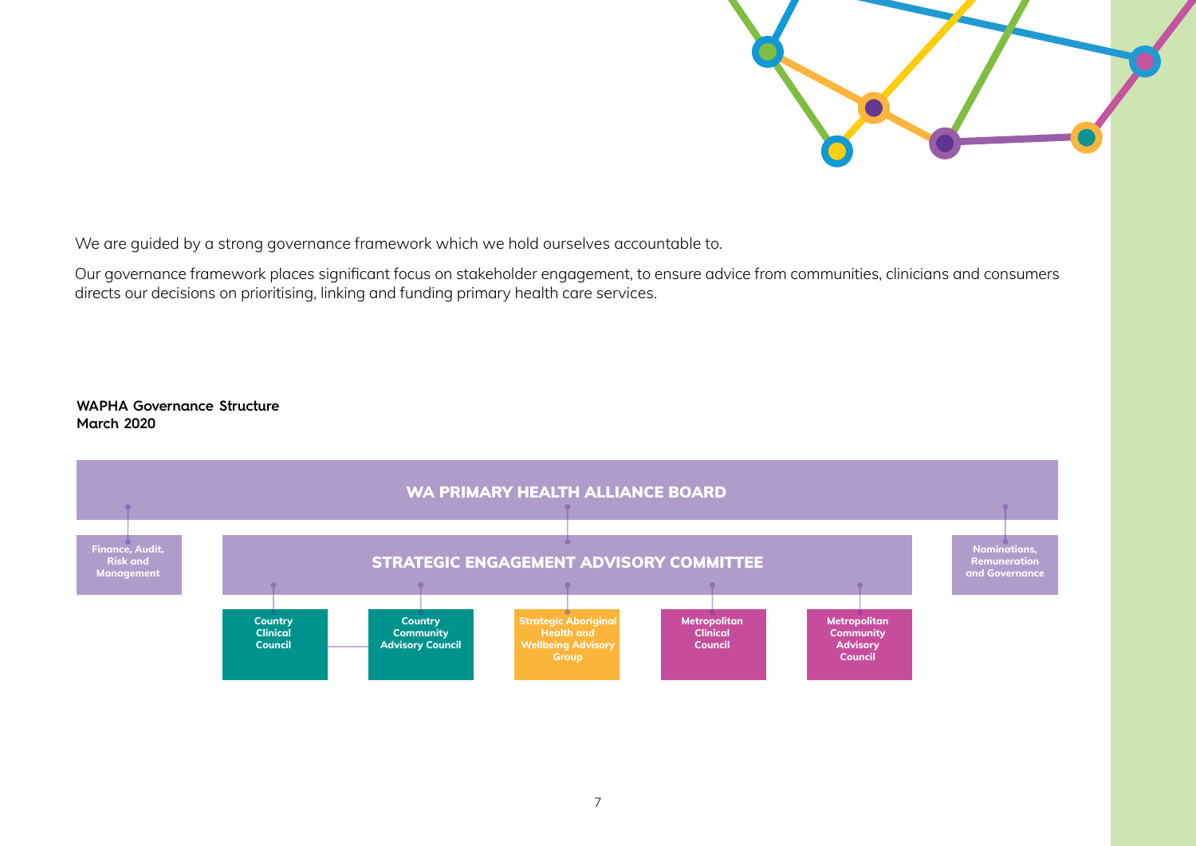We are guided by a strong governance framework which we hold ourselves accountable to.

Our governance framework places significant focus on stakeholder engagement, to ensure advice from communities, clinicians and consumers directs our decisions on prioritising, linking and funding primary health care services.

**WAPHA Governance Structure**
**March 2020**

**WA PRIMARY HEALTH ALLIANCE BOARD**

- **Finance, Audit, Risk and Management**
- **STRATEGIC ENGAGEMENT ADVISORY COMMITTEE**
  - **Country Clinical Council**
  - **Country Community Advisory Council**
  - **Strategic Aboriginal Health and Wellbeing Advisory Group**
  - **Metropolitan Clinical Council**
  - **Metropolitan Community Advisory Council**
- **Nominations, Remuneration and Governance**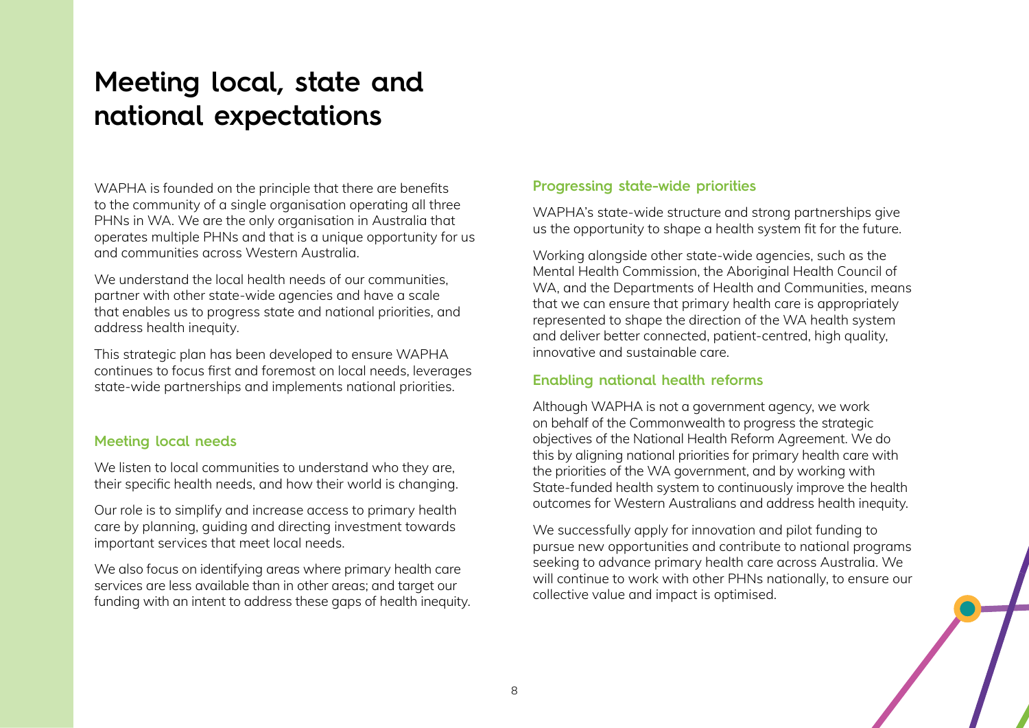# Meeting local, state and national expectations

WAPHA is founded on the principle that there are benefits to the community of a single organisation operating all three PHNs in WA. We are the only organisation in Australia that operates multiple PHNs and that is a unique opportunity for us and communities across Western Australia.

We understand the local health needs of our communities, partner with other state-wide agencies and have a scale that enables us to progress state and national priorities, and address health inequity.

This strategic plan has been developed to ensure WAPHA continues to focus first and foremost on local needs, leverages state-wide partnerships and implements national priorities.

## Meeting local needs

We listen to local communities to understand who they are, their specific health needs, and how their world is changing.

Our role is to simplify and increase access to primary health care by planning, guiding and directing investment towards important services that meet local needs.

We also focus on identifying areas where primary health care services are less available than in other areas; and target our funding with an intent to address these gaps of health inequity.

## Progressing state-wide priorities

WAPHA's state-wide structure and strong partnerships give us the opportunity to shape a health system fit for the future.

Working alongside other state-wide agencies, such as the Mental Health Commission, the Aboriginal Health Council of WA, and the Departments of Health and Communities, means that we can ensure that primary health care is appropriately represented to shape the direction of the WA health system and deliver better connected, patient-centred, high quality, innovative and sustainable care.

## Enabling national health reforms

Although WAPHA is not a government agency, we work on behalf of the Commonwealth to progress the strategic objectives of the National Health Reform Agreement. We do this by aligning national priorities for primary health care with the priorities of the WA government, and by working with State-funded health system to continuously improve the health outcomes for Western Australians and address health inequity.

We successfully apply for innovation and pilot funding to pursue new opportunities and contribute to national programs seeking to advance primary health care across Australia. We will continue to work with other PHNs nationally, to ensure our collective value and impact is optimised.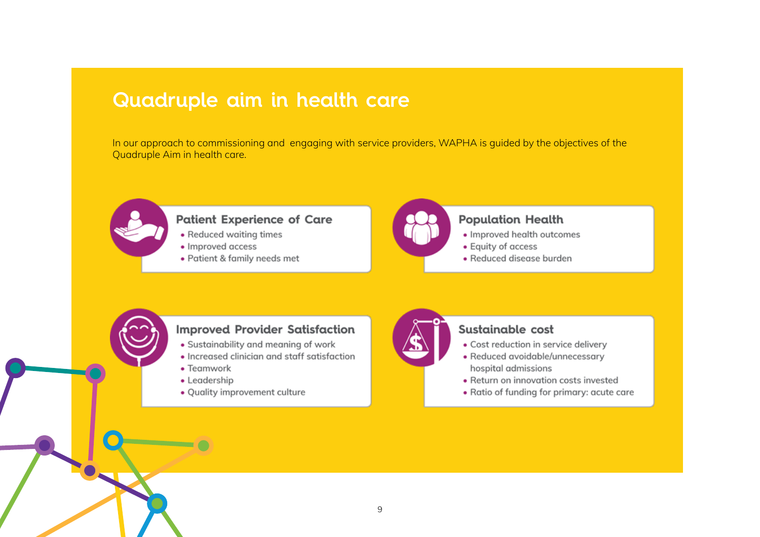# Quadruple aim in health care

In our approach to commissioning and engaging with service providers, WAPHA is guided by the objectives of the Quadruple Aim in health care.

### Patient Experience of Care

- Reduced waiting times
- Improved access
- Patient & family needs met

### Population Health

- Improved health outcomes
- Equity of access
- Reduced disease burden

### Improved Provider Satisfaction

- Sustainability and meaning of work
- Increased clinician and staff satisfaction
- Teamwork
- Leadership
- Quality improvement culture

### Sustainable cost

- Cost reduction in service delivery
- Reduced avoidable/unnecessary hospital admissions
- Return on innovation costs invested
- Ratio of funding for primary: acute care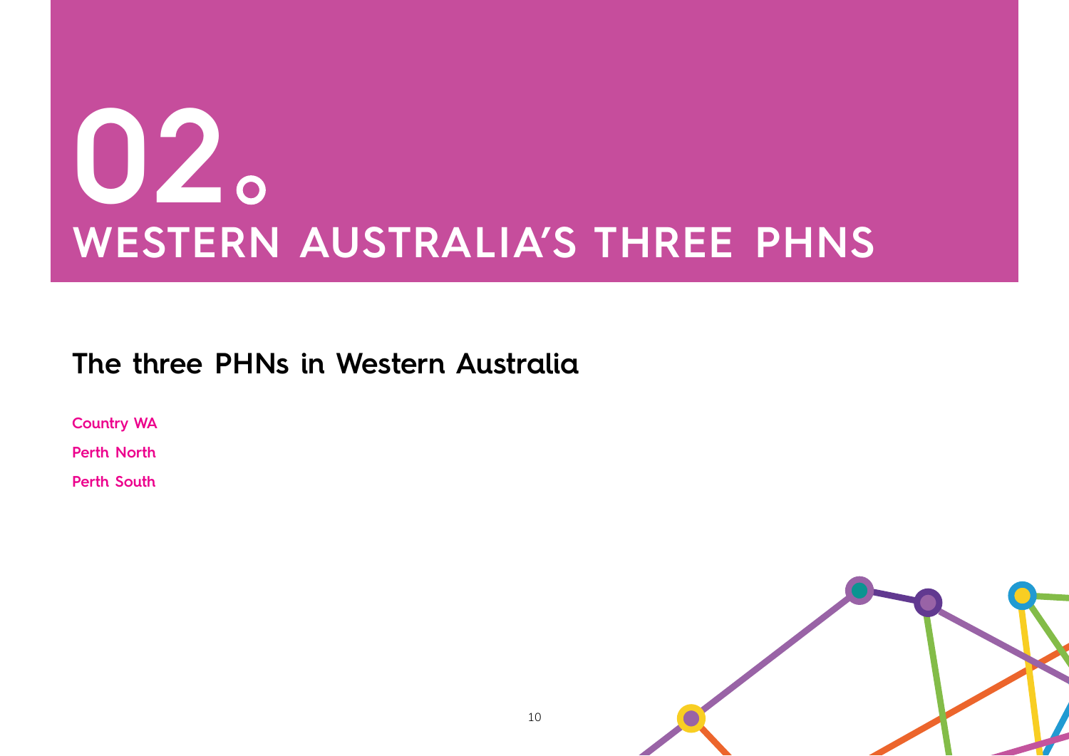# 02. WESTERN AUSTRALIA'S THREE PHNS

## The three PHNs in Western Australia

**Country WA**

**Perth North**

**Perth South**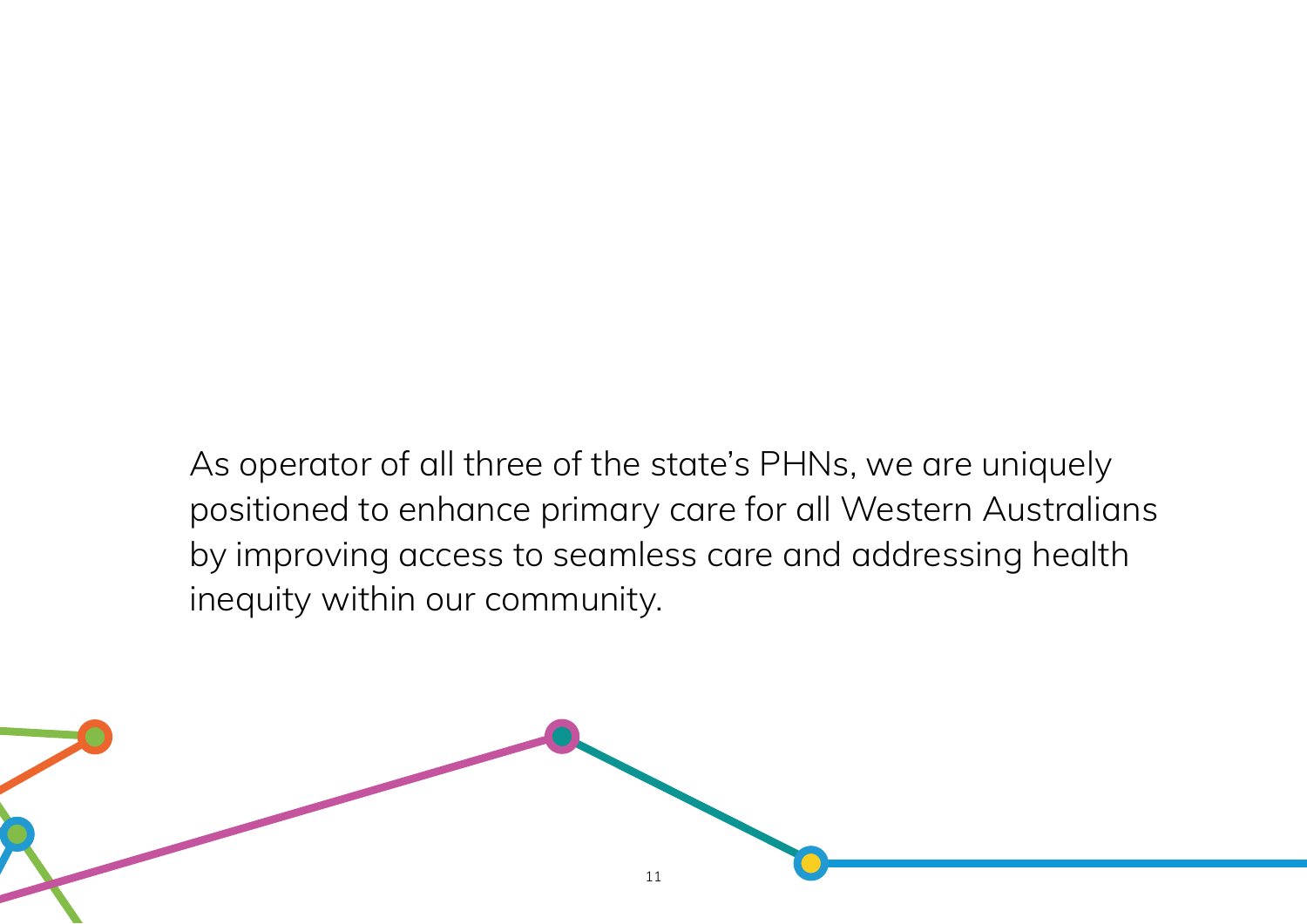As operator of all three of the state's PHNs, we are uniquely positioned to enhance primary care for all Western Australians by improving access to seamless care and addressing health inequity within our community.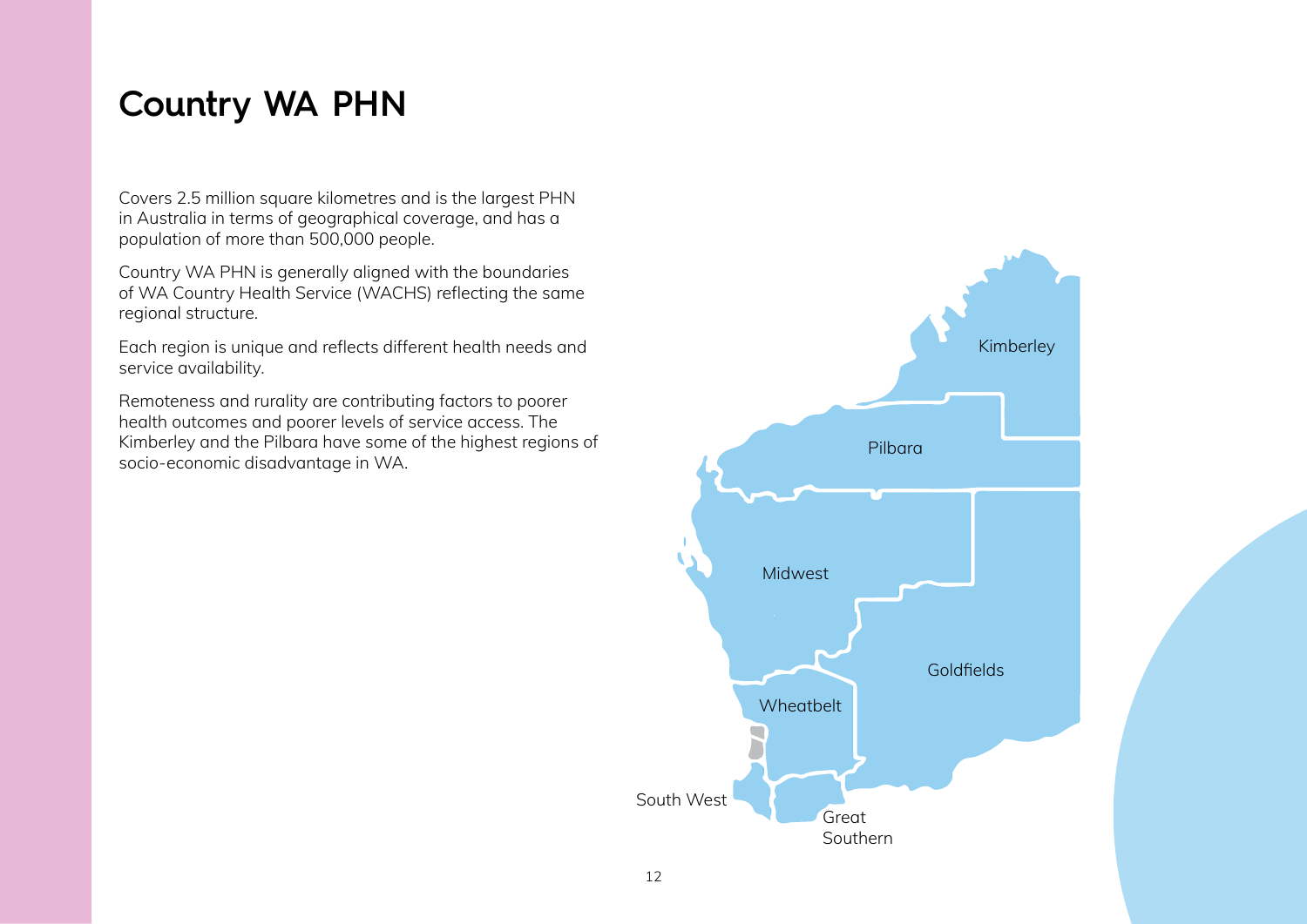# Country WA PHN

Covers 2.5 million square kilometres and is the largest PHN in Australia in terms of geographical coverage, and has a population of more than 500,000 people.

Country WA PHN is generally aligned with the boundaries of WA Country Health Service (WACHS) reflecting the same regional structure.

Each region is unique and reflects different health needs and service availability.

Remoteness and rurality are contributing factors to poorer health outcomes and poorer levels of service access. The Kimberley and the Pilbara have some of the highest regions of socio-economic disadvantage in WA.

Kimberley

Pilbara

Midwest

Goldfields

Wheatbelt

South West

Great Southern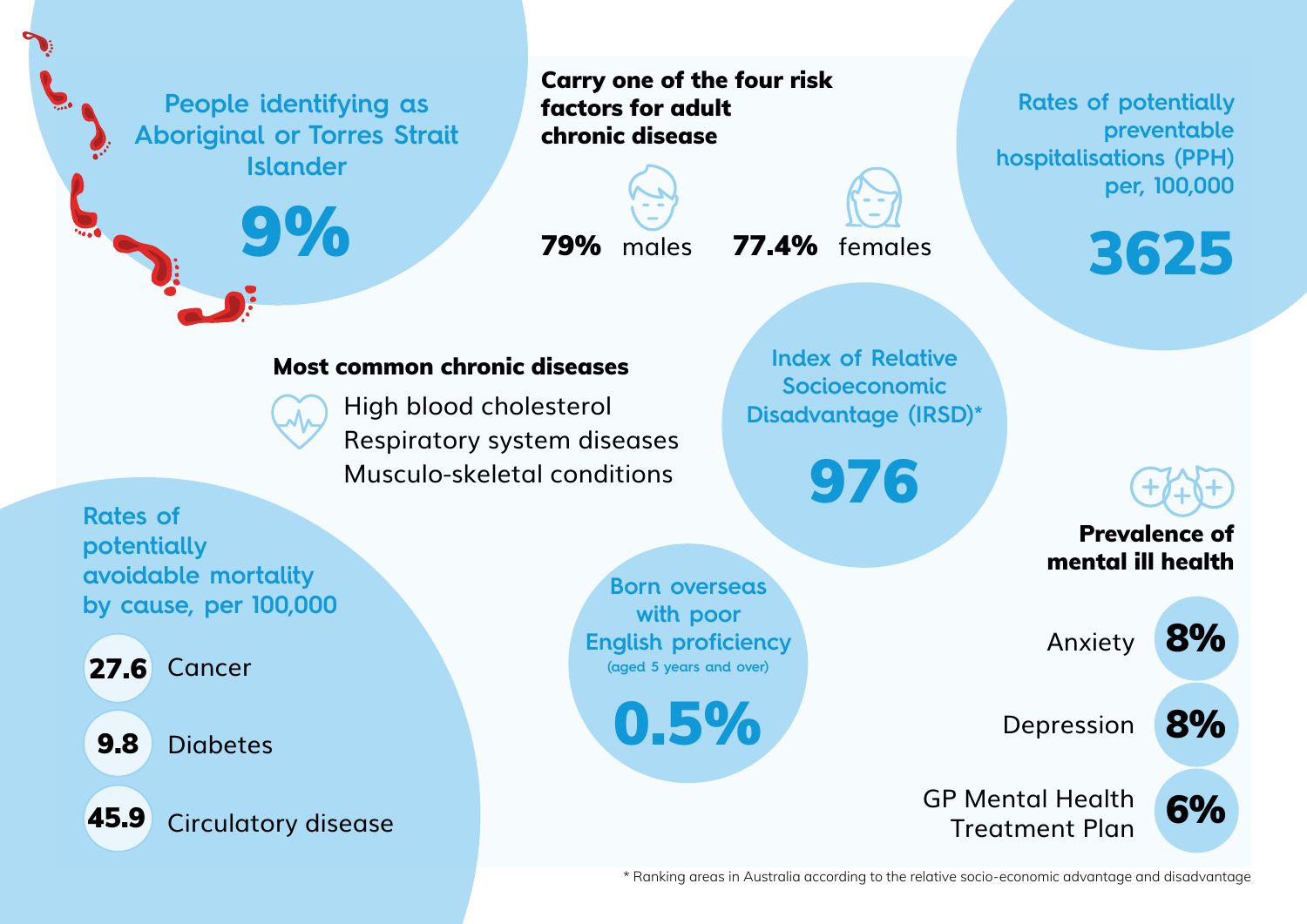**People identifying as Aboriginal or Torres Strait Islander**

**9%**

**Carry one of the four risk factors for adult chronic disease**

**79%** males

**77.4%** females

**Rates of potentially preventable hospitalisations (PPH) per, 100,000**

**3625**

**Most common chronic diseases**

- High blood cholesterol
- Respiratory system diseases
- Musculo-skeletal conditions

**Index of Relative Socioeconomic Disadvantage (IRSD)***

**976**

**Rates of potentially avoidable mortality by cause, per 100,000**

| Rate | Cause |
|---|---|
| 27.6 | Cancer |
| 9.8 | Diabetes |
| 45.9 | Circulatory disease |

**Born overseas with poor English proficiency** (aged 5 years and over)

**0.5%**

**Prevalence of mental ill health**

| Condition | Prevalence |
|---|---|
| Anxiety | 8% |
| Depression | 8% |
| GP Mental Health Treatment Plan | 6% |

\* Ranking areas in Australia according to the relative socio-economic advantage and disadvantage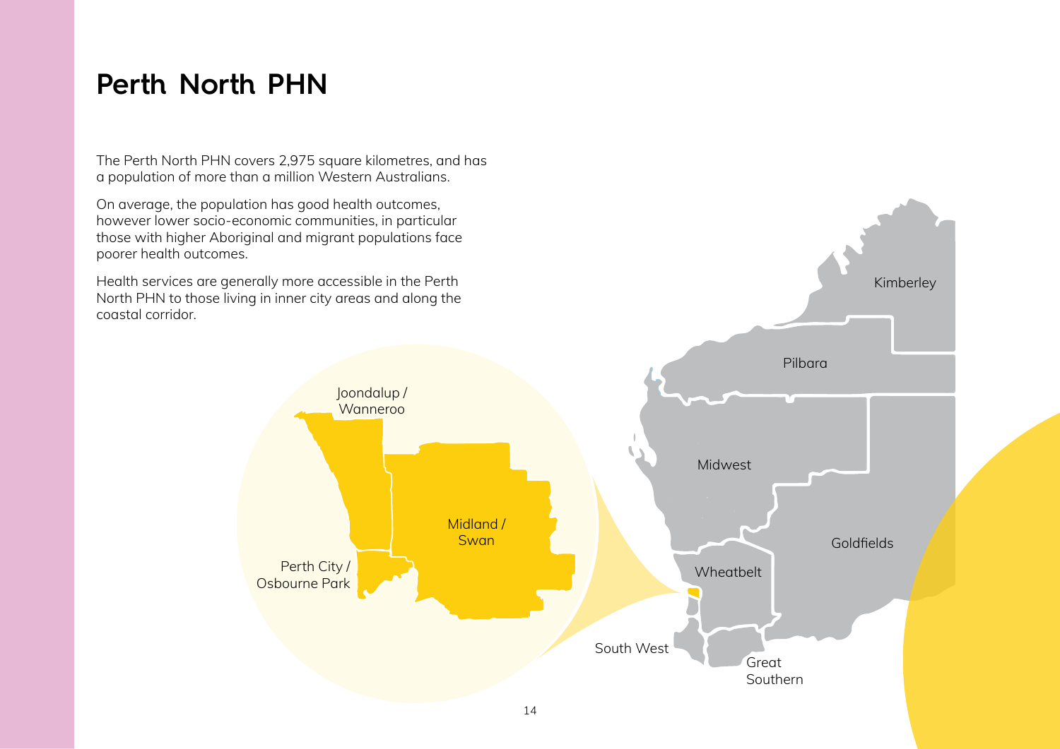# Perth North PHN

The Perth North PHN covers 2,975 square kilometres, and has a population of more than a million Western Australians.

On average, the population has good health outcomes, however lower socio-economic communities, in particular those with higher Aboriginal and migrant populations face poorer health outcomes.

Health services are generally more accessible in the Perth North PHN to those living in inner city areas and along the coastal corridor.

Joondalup / Wanneroo

Midland / Swan

Perth City / Osbourne Park

Kimberley

Pilbara

Midwest

Goldfields

Wheatbelt

South West

Great Southern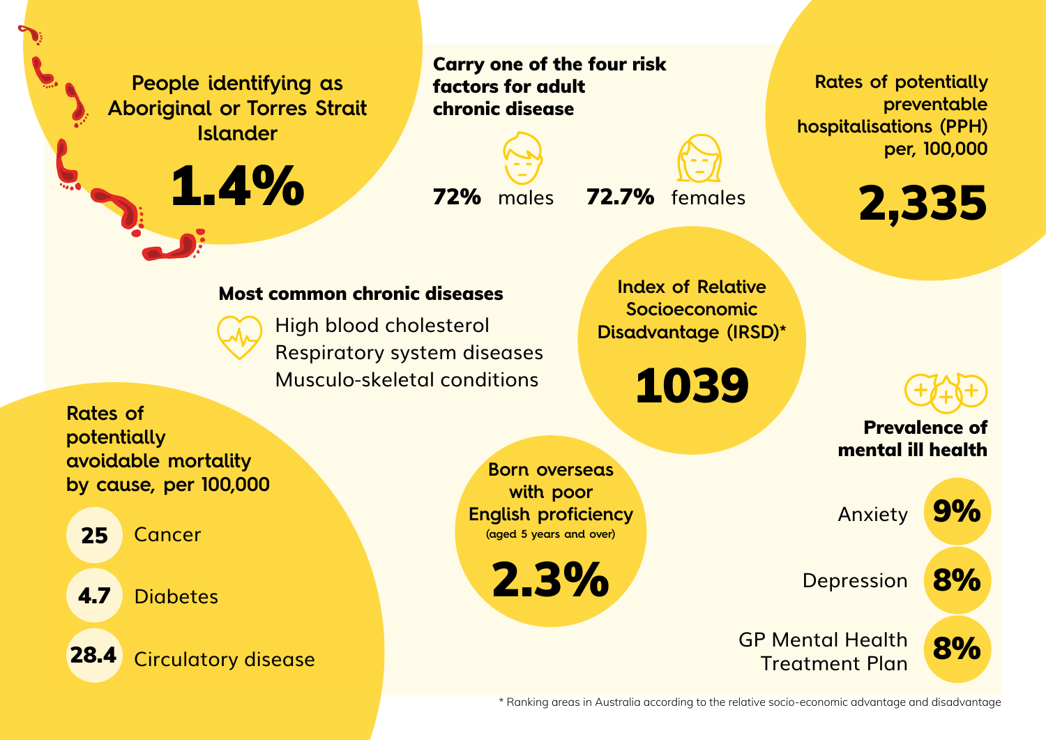## People identifying as Aboriginal or Torres Strait Islander

**1.4%**

## Carry one of the four risk factors for adult chronic disease

**72%** males

**72.7%** females

## Rates of potentially preventable hospitalisations (PPH) per, 100,000

**2,335**

## Most common chronic diseases

- High blood cholesterol
- Respiratory system diseases
- Musculo-skeletal conditions

## Index of Relative Socioeconomic Disadvantage (IRSD)*

**1039**

## Rates of potentially avoidable mortality by cause, per 100,000

| Rate | Cause |
|---|---|
| 25 | Cancer |
| 4.7 | Diabetes |
| 28.4 | Circulatory disease |

## Born overseas with poor English proficiency (aged 5 years and over)

**2.3%**

## Prevalence of mental ill health

| Condition | Prevalence |
|---|---|
| Anxiety | 9% |
| Depression | 8% |
| GP Mental Health Treatment Plan | 8% |

* Ranking areas in Australia according to the relative socio-economic advantage and disadvantage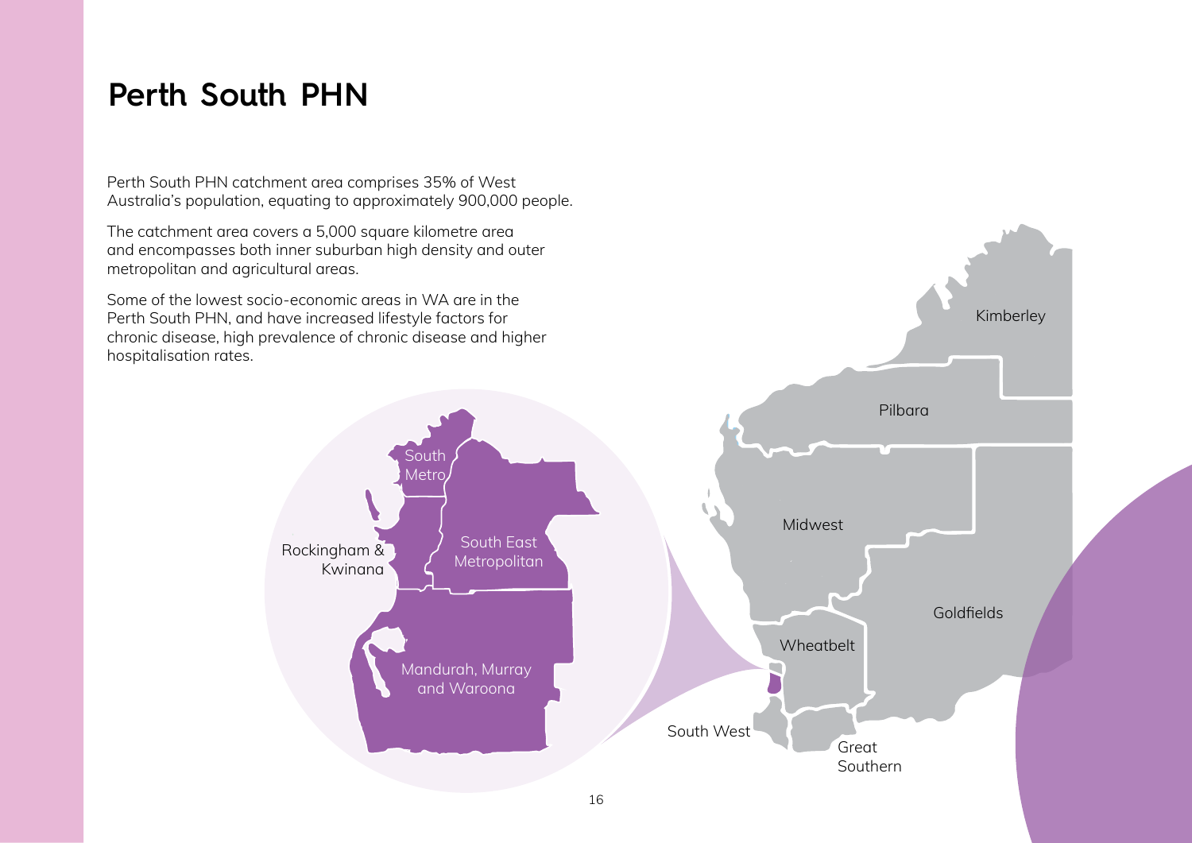# Perth South PHN

Perth South PHN catchment area comprises 35% of West Australia's population, equating to approximately 900,000 people.

The catchment area covers a 5,000 square kilometre area and encompasses both inner suburban high density and outer metropolitan and agricultural areas.

Some of the lowest socio-economic areas in WA are in the Perth South PHN, and have increased lifestyle factors for chronic disease, high prevalence of chronic disease and higher hospitalisation rates.

South Metro

Rockingham & Kwinana

South East Metropolitan

Mandurah, Murray and Waroona

Kimberley

Pilbara

Midwest

Goldfields

Wheatbelt

South West

Great Southern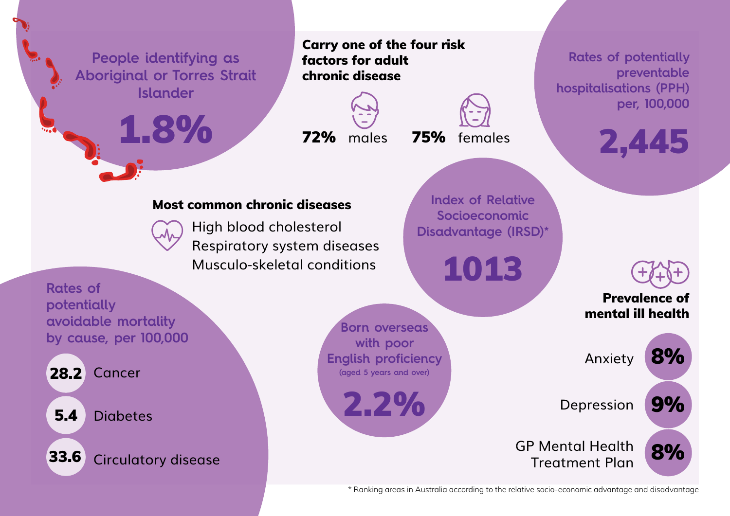**People identifying as Aboriginal or Torres Strait Islander**

**1.8%**

**Carry one of the four risk factors for adult chronic disease**

**72%** males

**75%** females

**Rates of potentially preventable hospitalisations (PPH) per, 100,000**

**2,445**

**Most common chronic diseases**

- High blood cholesterol
- Respiratory system diseases
- Musculo-skeletal conditions

**Index of Relative Socioeconomic Disadvantage (IRSD)***

**1013**

**Rates of potentially avoidable mortality by cause, per 100,000**

| Rate | Cause |
| --- | --- |
| 28.2 | Cancer |
| 5.4 | Diabetes |
| 33.6 | Circulatory disease |

**Born overseas with poor English proficiency** (aged 5 years and over)

**2.2%**

**Prevalence of mental ill health**

| Condition | Prevalence |
| --- | --- |
| Anxiety | 8% |
| Depression | 9% |
| GP Mental Health Treatment Plan | 8% |

* Ranking areas in Australia according to the relative socio-economic advantage and disadvantage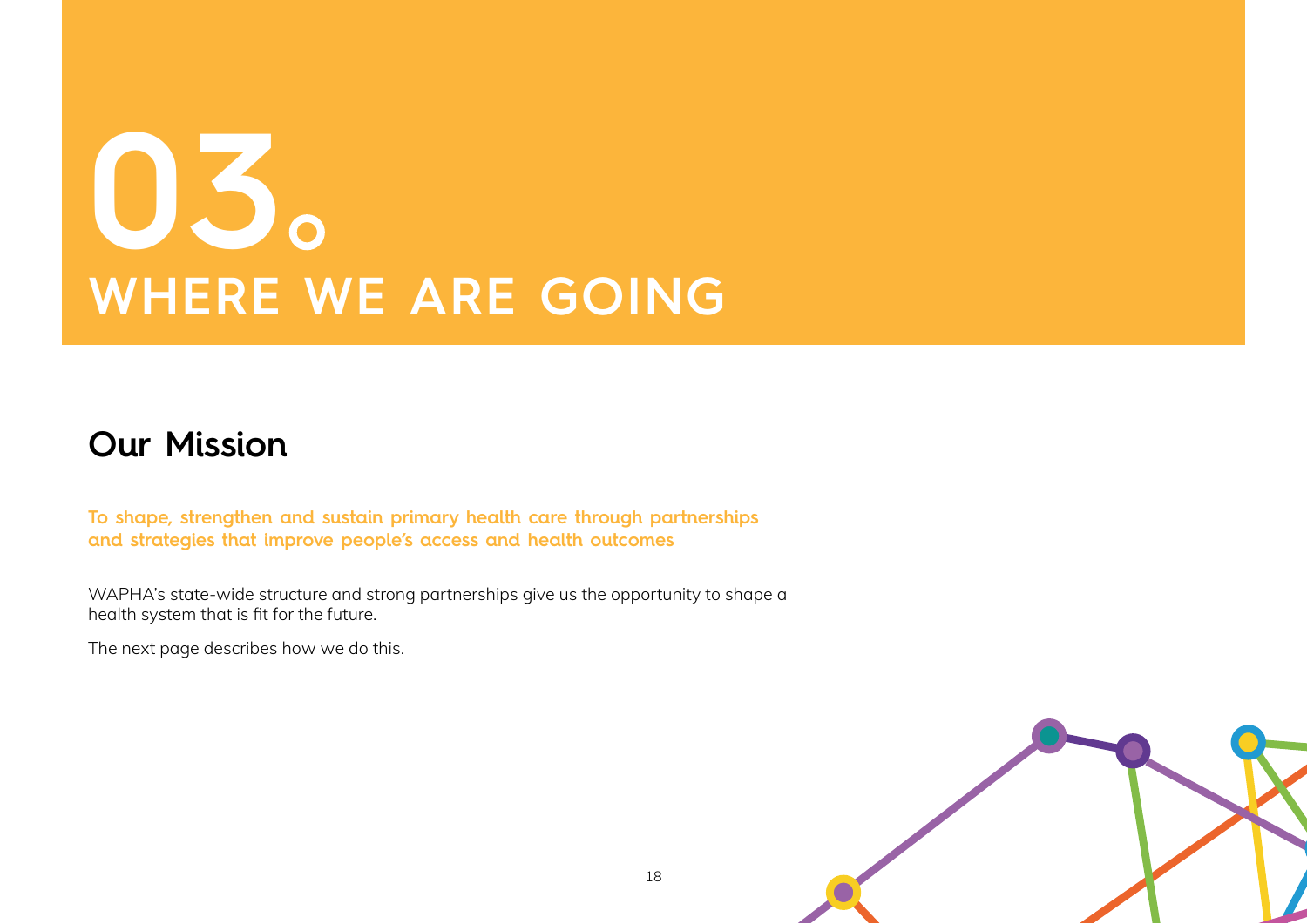# 03. WHERE WE ARE GOING

## Our Mission

**To shape, strengthen and sustain primary health care through partnerships and strategies that improve people's access and health outcomes**

WAPHA's state-wide structure and strong partnerships give us the opportunity to shape a health system that is fit for the future.

The next page describes how we do this.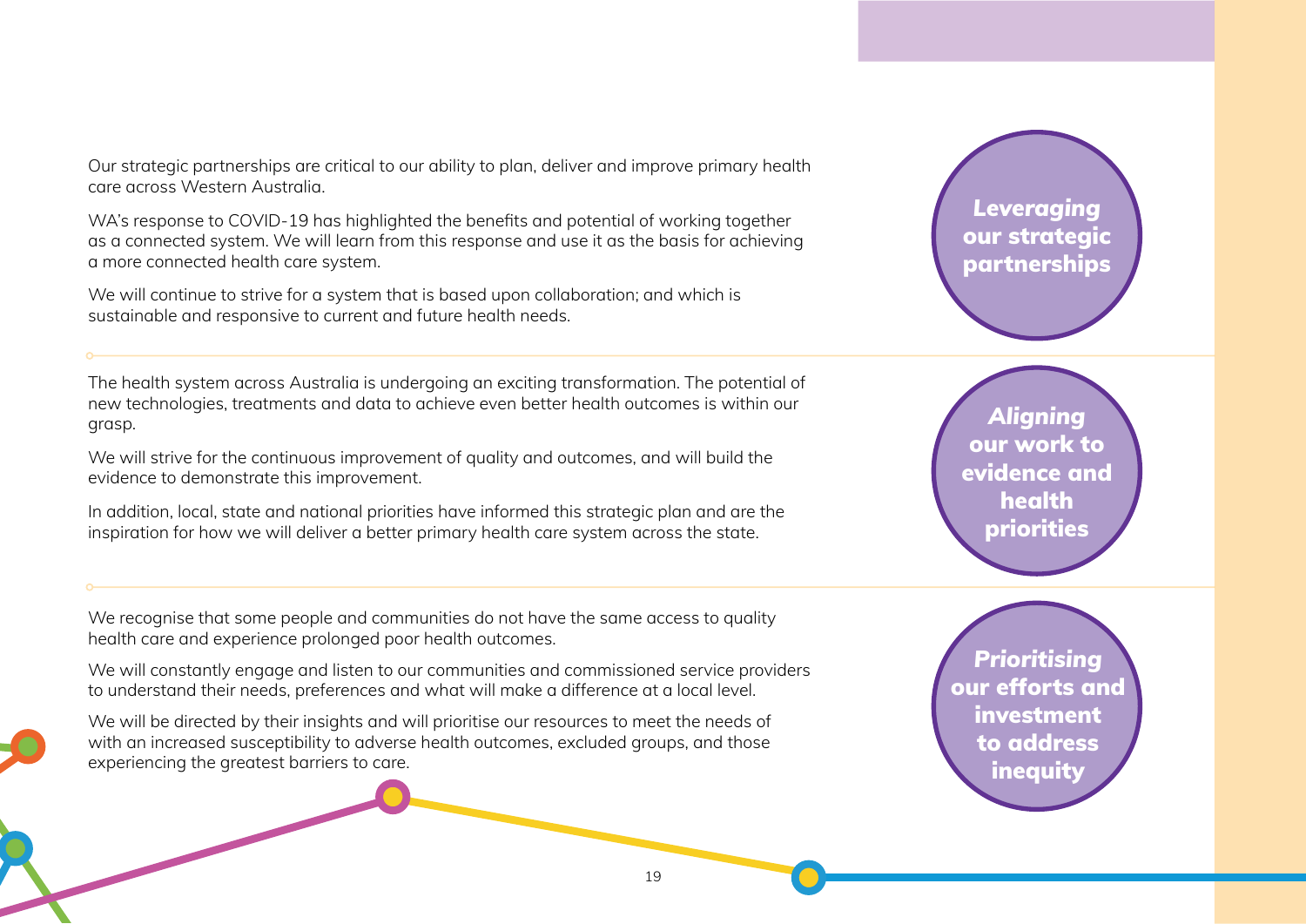## *Leveraging* our strategic partnerships

Our strategic partnerships are critical to our ability to plan, deliver and improve primary health care across Western Australia.

WA's response to COVID-19 has highlighted the benefits and potential of working together as a connected system. We will learn from this response and use it as the basis for achieving a more connected health care system.

We will continue to strive for a system that is based upon collaboration; and which is sustainable and responsive to current and future health needs.

## *Aligning* our work to evidence and health priorities

The health system across Australia is undergoing an exciting transformation. The potential of new technologies, treatments and data to achieve even better health outcomes is within our grasp.

We will strive for the continuous improvement of quality and outcomes, and will build the evidence to demonstrate this improvement.

In addition, local, state and national priorities have informed this strategic plan and are the inspiration for how we will deliver a better primary health care system across the state.

## *Prioritising* our efforts and investment to address inequity

We recognise that some people and communities do not have the same access to quality health care and experience prolonged poor health outcomes.

We will constantly engage and listen to our communities and commissioned service providers to understand their needs, preferences and what will make a difference at a local level.

We will be directed by their insights and will prioritise our resources to meet the needs of with an increased susceptibility to adverse health outcomes, excluded groups, and those experiencing the greatest barriers to care.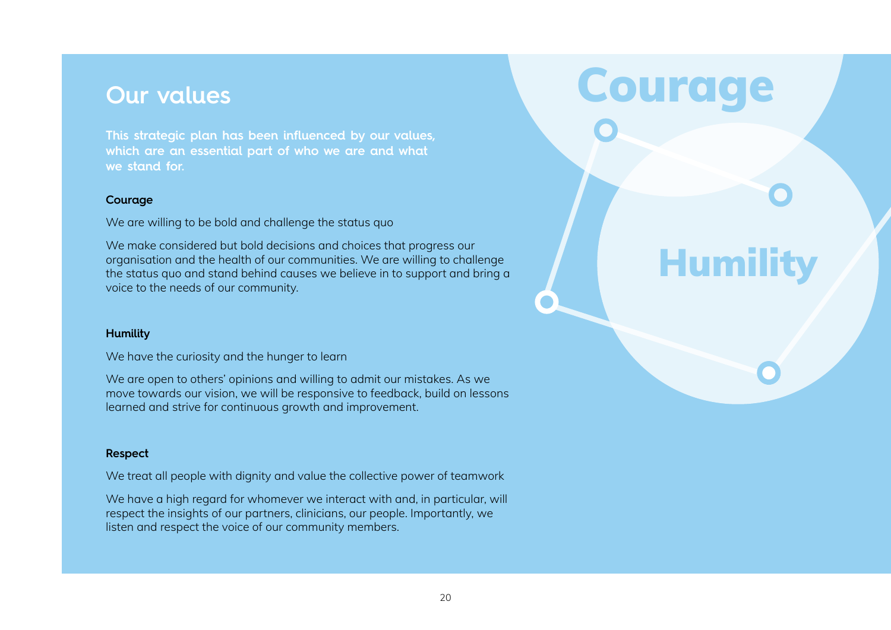## Our values

**This strategic plan has been influenced by our values, which are an essential part of who we are and what we stand for.**

### Courage

We are willing to be bold and challenge the status quo

We make considered but bold decisions and choices that progress our organisation and the health of our communities. We are willing to challenge the status quo and stand behind causes we believe in to support and bring a voice to the needs of our community.

### Humility

We have the curiosity and the hunger to learn

We are open to others' opinions and willing to admit our mistakes. As we move towards our vision, we will be responsive to feedback, build on lessons learned and strive for continuous growth and improvement.

### Respect

We treat all people with dignity and value the collective power of teamwork

We have a high regard for whomever we interact with and, in particular, will respect the insights of our partners, clinicians, our people. Importantly, we listen and respect the voice of our community members.

Courage

Humility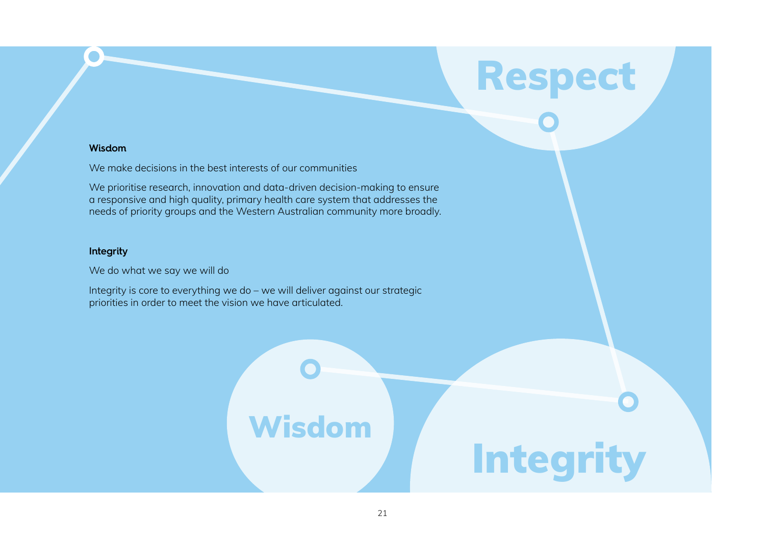### Wisdom

We make decisions in the best interests of our communities

We prioritise research, innovation and data-driven decision-making to ensure a responsive and high quality, primary health care system that addresses the needs of priority groups and the Western Australian community more broadly.

### Integrity

We do what we say we will do

Integrity is core to everything we do – we will deliver against our strategic priorities in order to meet the vision we have articulated.

Respect

Wisdom

Integrity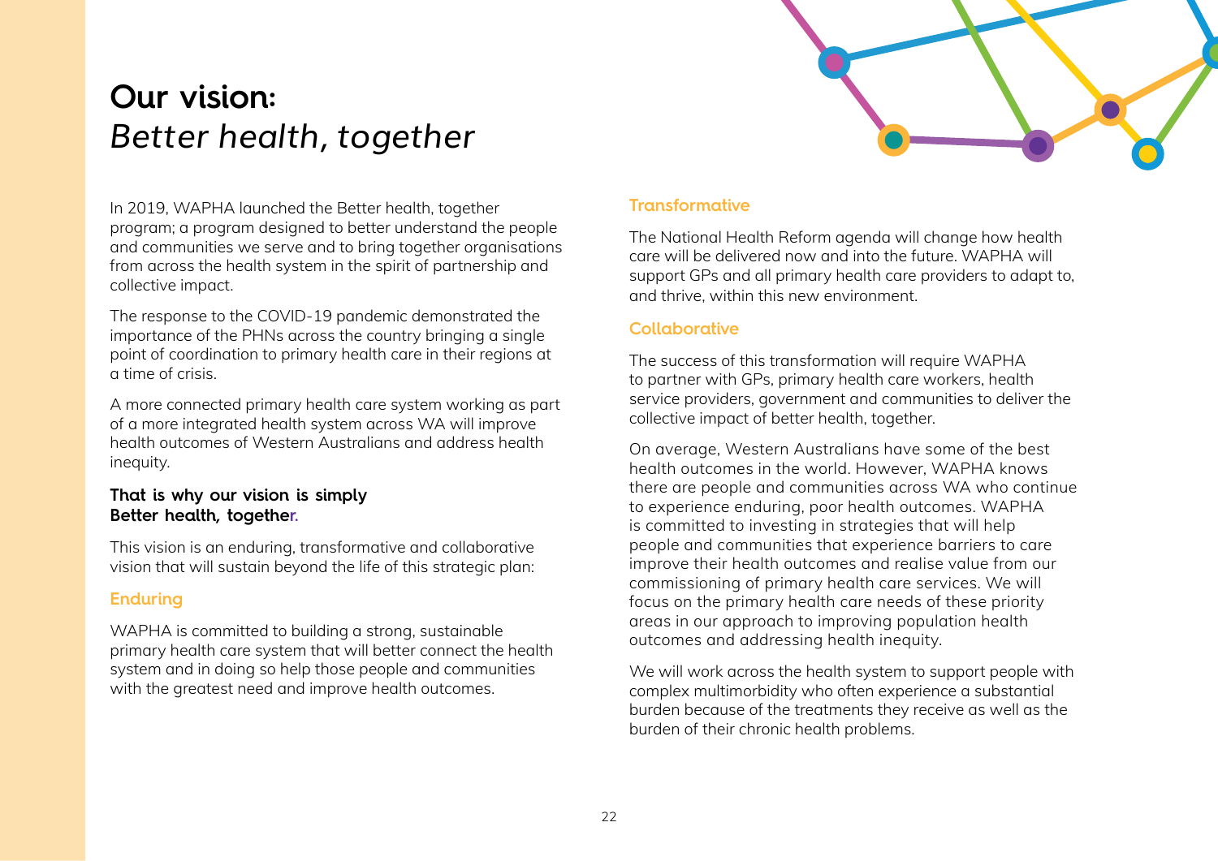# Our vision:
## *Better health, together*

In 2019, WAPHA launched the Better health, together program; a program designed to better understand the people and communities we serve and to bring together organisations from across the health system in the spirit of partnership and collective impact.

The response to the COVID-19 pandemic demonstrated the importance of the PHNs across the country bringing a single point of coordination to primary health care in their regions at a time of crisis.

A more connected primary health care system working as part of a more integrated health system across WA will improve health outcomes of Western Australians and address health inequity.

**That is why our vision is simply Better health, together.**

This vision is an enduring, transformative and collaborative vision that will sustain beyond the life of this strategic plan:

### Enduring

WAPHA is committed to building a strong, sustainable primary health care system that will better connect the health system and in doing so help those people and communities with the greatest need and improve health outcomes.

### Transformative

The National Health Reform agenda will change how health care will be delivered now and into the future. WAPHA will support GPs and all primary health care providers to adapt to, and thrive, within this new environment.

### Collaborative

The success of this transformation will require WAPHA to partner with GPs, primary health care workers, health service providers, government and communities to deliver the collective impact of better health, together.

On average, Western Australians have some of the best health outcomes in the world. However, WAPHA knows there are people and communities across WA who continue to experience enduring, poor health outcomes. WAPHA is committed to investing in strategies that will help people and communities that experience barriers to care improve their health outcomes and realise value from our commissioning of primary health care services. We will focus on the primary health care needs of these priority areas in our approach to improving population health outcomes and addressing health inequity.

We will work across the health system to support people with complex multimorbidity who often experience a substantial burden because of the treatments they receive as well as the burden of their chronic health problems.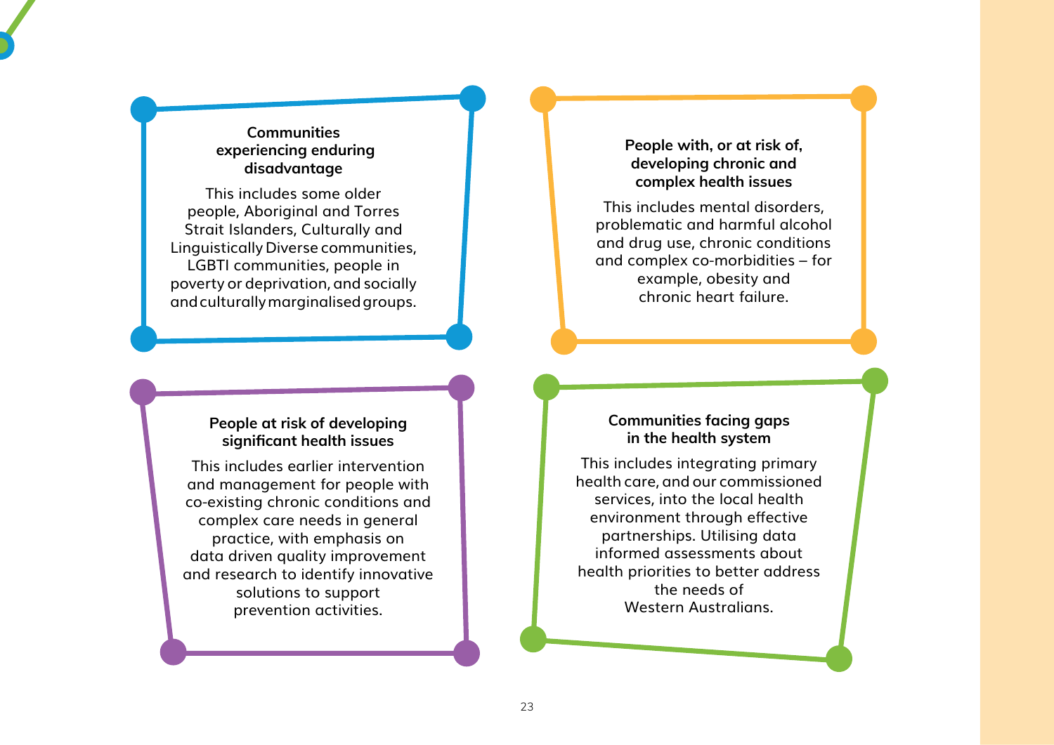**Communities experiencing enduring disadvantage**

This includes some older people, Aboriginal and Torres Strait Islanders, Culturally and Linguistically Diverse communities, LGBTI communities, people in poverty or deprivation, and socially and culturally marginalised groups.

**People with, or at risk of, developing chronic and complex health issues**

This includes mental disorders, problematic and harmful alcohol and drug use, chronic conditions and complex co-morbidities – for example, obesity and chronic heart failure.

**People at risk of developing significant health issues**

This includes earlier intervention and management for people with co-existing chronic conditions and complex care needs in general practice, with emphasis on data driven quality improvement and research to identify innovative solutions to support prevention activities.

**Communities facing gaps in the health system**

This includes integrating primary health care, and our commissioned services, into the local health environment through effective partnerships. Utilising data informed assessments about health priorities to better address the needs of Western Australians.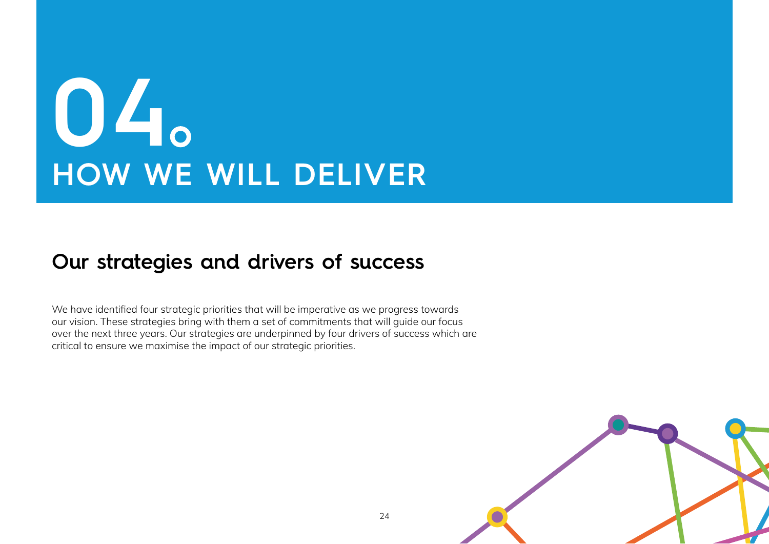# 04. HOW WE WILL DELIVER

## Our strategies and drivers of success

We have identified four strategic priorities that will be imperative as we progress towards our vision. These strategies bring with them a set of commitments that will guide our focus over the next three years. Our strategies are underpinned by four drivers of success which are critical to ensure we maximise the impact of our strategic priorities.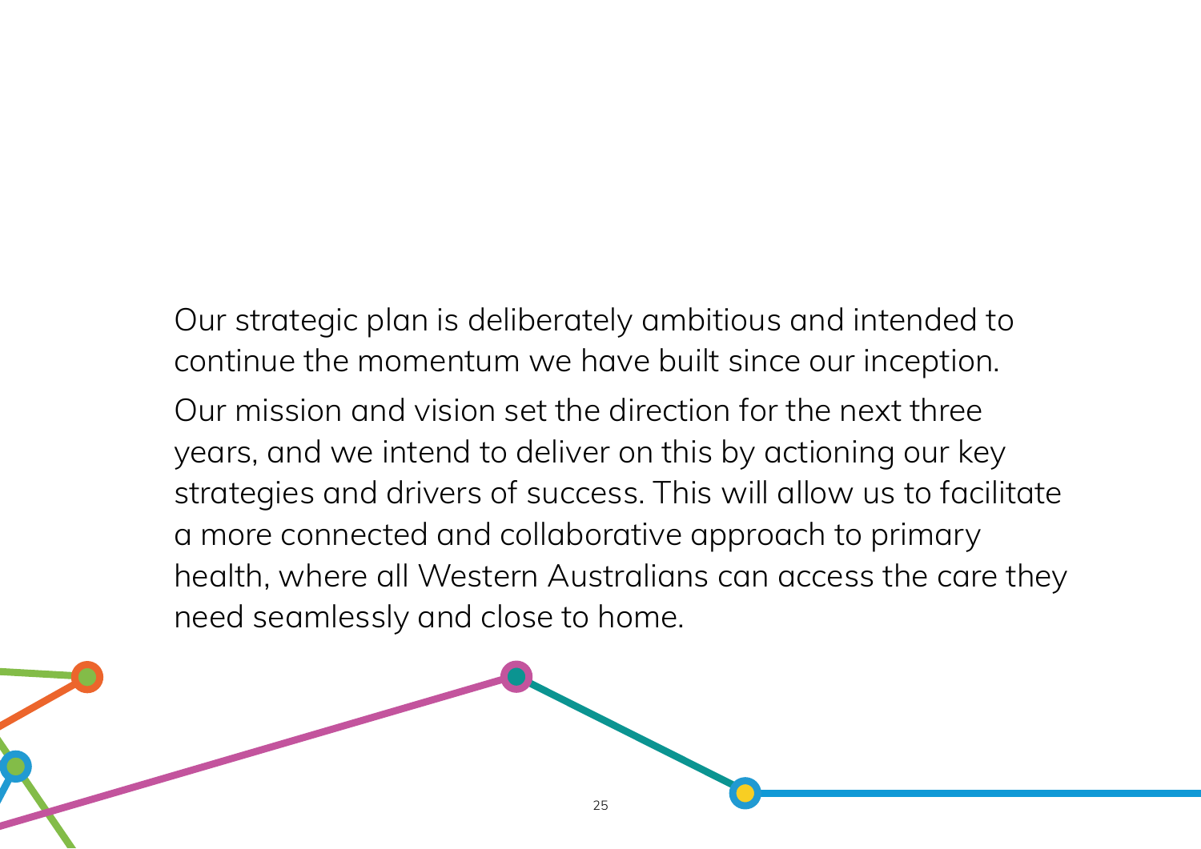Our strategic plan is deliberately ambitious and intended to continue the momentum we have built since our inception.

Our mission and vision set the direction for the next three years, and we intend to deliver on this by actioning our key strategies and drivers of success. This will allow us to facilitate a more connected and collaborative approach to primary health, where all Western Australians can access the care they need seamlessly and close to home.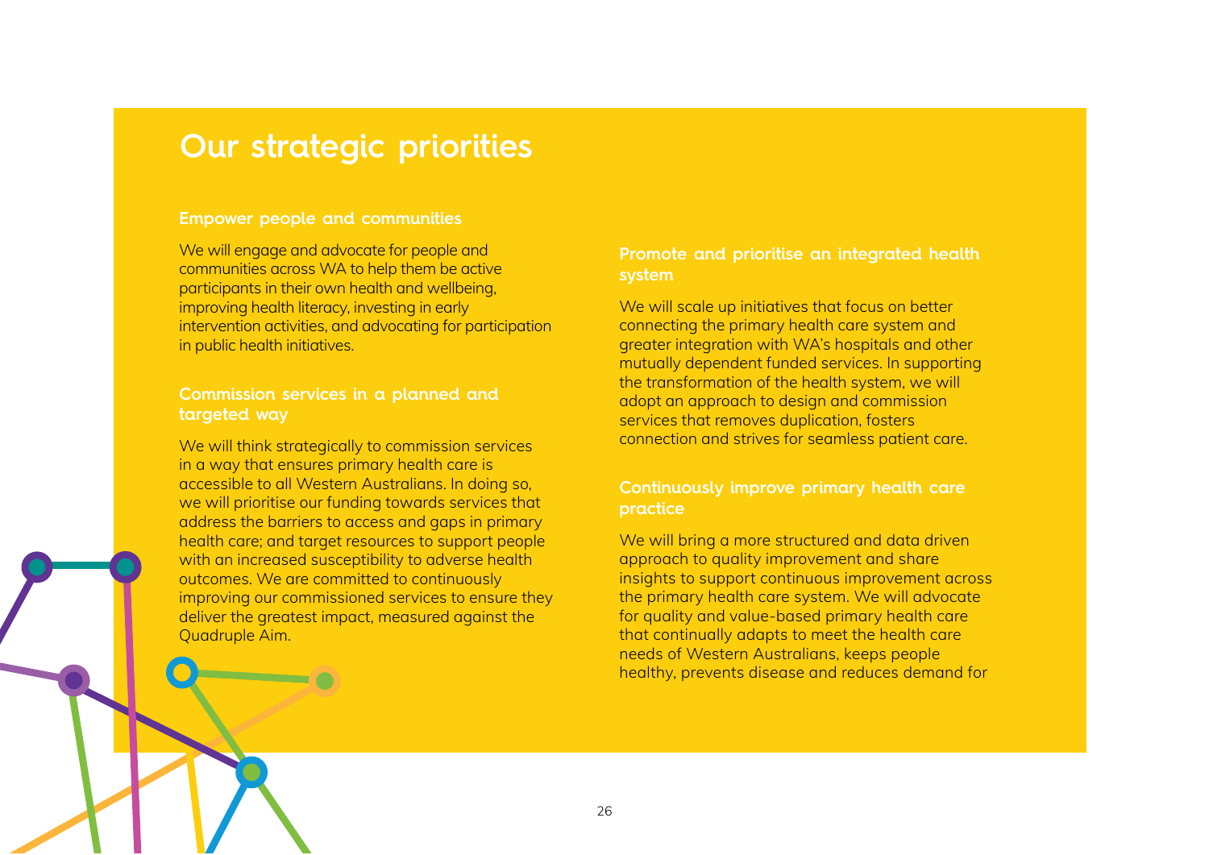# Our strategic priorities

### Empower people and communities

We will engage and advocate for people and communities across WA to help them be active participants in their own health and wellbeing, improving health literacy, investing in early intervention activities, and advocating for participation in public health initiatives.

### Commission services in a planned and targeted way

We will think strategically to commission services in a way that ensures primary health care is accessible to all Western Australians. In doing so, we will prioritise our funding towards services that address the barriers to access and gaps in primary health care; and target resources to support people with an increased susceptibility to adverse health outcomes. We are committed to continuously improving our commissioned services to ensure they deliver the greatest impact, measured against the Quadruple Aim.

### Promote and prioritise an integrated health system

We will scale up initiatives that focus on better connecting the primary health care system and greater integration with WA's hospitals and other mutually dependent funded services. In supporting the transformation of the health system, we will adopt an approach to design and commission services that removes duplication, fosters connection and strives for seamless patient care.

### Continuously improve primary health care practice

We will bring a more structured and data driven approach to quality improvement and share insights to support continuous improvement across the primary health care system. We will advocate for quality and value-based primary health care that continually adapts to meet the health care needs of Western Australians, keeps people healthy, prevents disease and reduces demand for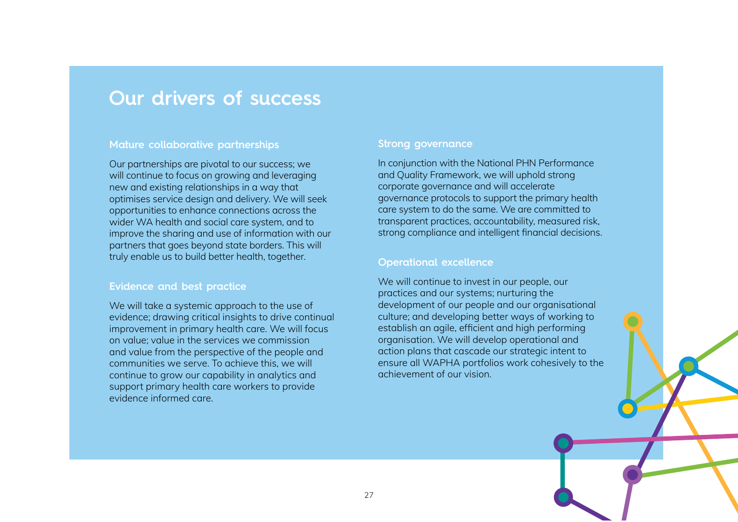# Our drivers of success

## Mature collaborative partnerships

Our partnerships are pivotal to our success; we will continue to focus on growing and leveraging new and existing relationships in a way that optimises service design and delivery. We will seek opportunities to enhance connections across the wider WA health and social care system, and to improve the sharing and use of information with our partners that goes beyond state borders. This will truly enable us to build better health, together.

## Evidence and best practice

We will take a systemic approach to the use of evidence; drawing critical insights to drive continual improvement in primary health care. We will focus on value; value in the services we commission and value from the perspective of the people and communities we serve. To achieve this, we will continue to grow our capability in analytics and support primary health care workers to provide evidence informed care.

## Strong governance

In conjunction with the National PHN Performance and Quality Framework, we will uphold strong corporate governance and will accelerate governance protocols to support the primary health care system to do the same. We are committed to transparent practices, accountability, measured risk, strong compliance and intelligent financial decisions.

## Operational excellence

We will continue to invest in our people, our practices and our systems; nurturing the development of our people and our organisational culture; and developing better ways of working to establish an agile, efficient and high performing organisation. We will develop operational and action plans that cascade our strategic intent to ensure all WAPHA portfolios work cohesively to the achievement of our vision.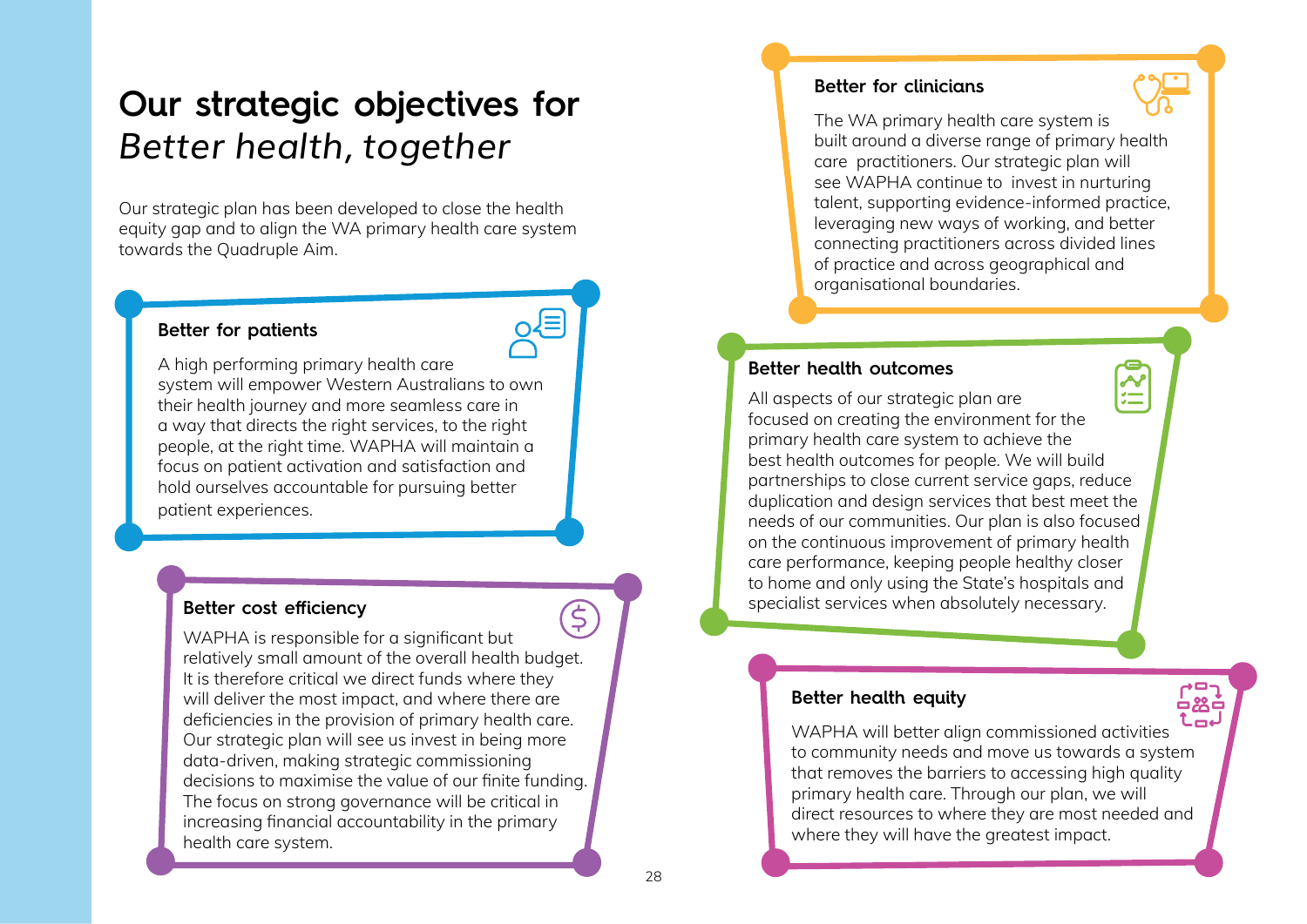# Our strategic objectives for *Better health, together*

Our strategic plan has been developed to close the health equity gap and to align the WA primary health care system towards the Quadruple Aim.

### Better for patients

A high performing primary health care system will empower Western Australians to own their health journey and more seamless care in a way that directs the right services, to the right people, at the right time. WAPHA will maintain a focus on patient activation and satisfaction and hold ourselves accountable for pursuing better patient experiences.

### Better cost efficiency

WAPHA is responsible for a significant but relatively small amount of the overall health budget. It is therefore critical we direct funds where they will deliver the most impact, and where there are deficiencies in the provision of primary health care. Our strategic plan will see us invest in being more data-driven, making strategic commissioning decisions to maximise the value of our finite funding. The focus on strong governance will be critical in increasing financial accountability in the primary health care system.

### Better for clinicians

The WA primary health care system is built around a diverse range of primary health care practitioners. Our strategic plan will see WAPHA continue to invest in nurturing talent, supporting evidence-informed practice, leveraging new ways of working, and better connecting practitioners across divided lines of practice and across geographical and organisational boundaries.

### Better health outcomes

All aspects of our strategic plan are focused on creating the environment for the primary health care system to achieve the best health outcomes for people. We will build partnerships to close current service gaps, reduce duplication and design services that best meet the needs of our communities. Our plan is also focused on the continuous improvement of primary health care performance, keeping people healthy closer to home and only using the State's hospitals and specialist services when absolutely necessary.

### Better health equity

WAPHA will better align commissioned activities to community needs and move us towards a system that removes the barriers to accessing high quality primary health care. Through our plan, we will direct resources to where they are most needed and where they will have the greatest impact.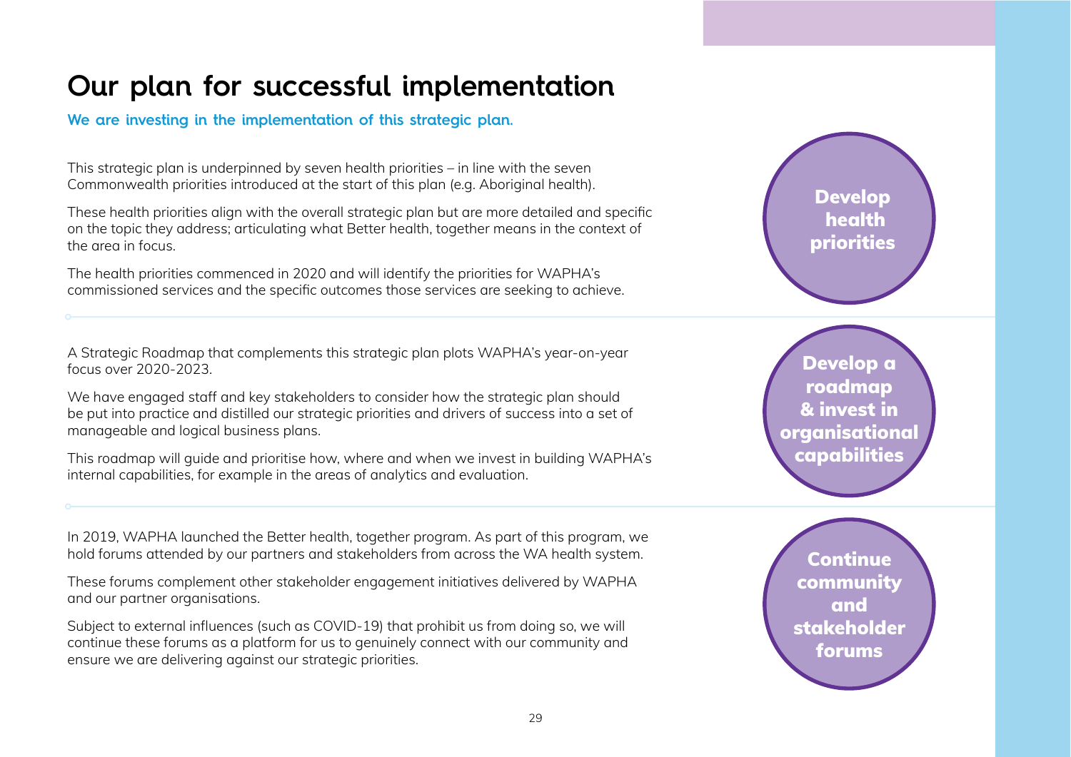# Our plan for successful implementation

**We are investing in the implementation of this strategic plan.**

**Develop health priorities**

This strategic plan is underpinned by seven health priorities – in line with the seven Commonwealth priorities introduced at the start of this plan (e.g. Aboriginal health).

These health priorities align with the overall strategic plan but are more detailed and specific on the topic they address; articulating what Better health, together means in the context of the area in focus.

The health priorities commenced in 2020 and will identify the priorities for WAPHA's commissioned services and the specific outcomes those services are seeking to achieve.

**Develop a roadmap & invest in organisational capabilities**

A Strategic Roadmap that complements this strategic plan plots WAPHA's year-on-year focus over 2020-2023.

We have engaged staff and key stakeholders to consider how the strategic plan should be put into practice and distilled our strategic priorities and drivers of success into a set of manageable and logical business plans.

This roadmap will guide and prioritise how, where and when we invest in building WAPHA's internal capabilities, for example in the areas of analytics and evaluation.

**Continue community and stakeholder forums**

In 2019, WAPHA launched the Better health, together program. As part of this program, we hold forums attended by our partners and stakeholders from across the WA health system.

These forums complement other stakeholder engagement initiatives delivered by WAPHA and our partner organisations.

Subject to external influences (such as COVID-19) that prohibit us from doing so, we will continue these forums as a platform for us to genuinely connect with our community and ensure we are delivering against our strategic priorities.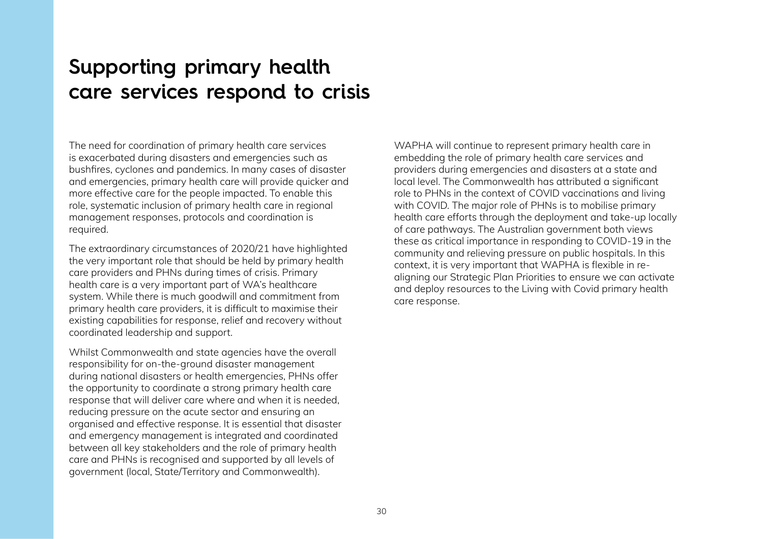# Supporting primary health care services respond to crisis

The need for coordination of primary health care services is exacerbated during disasters and emergencies such as bushfires, cyclones and pandemics. In many cases of disaster and emergencies, primary health care will provide quicker and more effective care for the people impacted. To enable this role, systematic inclusion of primary health care in regional management responses, protocols and coordination is required.

The extraordinary circumstances of 2020/21 have highlighted the very important role that should be held by primary health care providers and PHNs during times of crisis. Primary health care is a very important part of WA's healthcare system. While there is much goodwill and commitment from primary health care providers, it is difficult to maximise their existing capabilities for response, relief and recovery without coordinated leadership and support.

Whilst Commonwealth and state agencies have the overall responsibility for on-the-ground disaster management during national disasters or health emergencies, PHNs offer the opportunity to coordinate a strong primary health care response that will deliver care where and when it is needed, reducing pressure on the acute sector and ensuring an organised and effective response. It is essential that disaster and emergency management is integrated and coordinated between all key stakeholders and the role of primary health care and PHNs is recognised and supported by all levels of government (local, State/Territory and Commonwealth).

WAPHA will continue to represent primary health care in embedding the role of primary health care services and providers during emergencies and disasters at a state and local level. The Commonwealth has attributed a significant role to PHNs in the context of COVID vaccinations and living with COVID. The major role of PHNs is to mobilise primary health care efforts through the deployment and take-up locally of care pathways. The Australian government both views these as critical importance in responding to COVID-19 in the community and relieving pressure on public hospitals. In this context, it is very important that WAPHA is flexible in re-aligning our Strategic Plan Priorities to ensure we can activate and deploy resources to the Living with Covid primary health care response.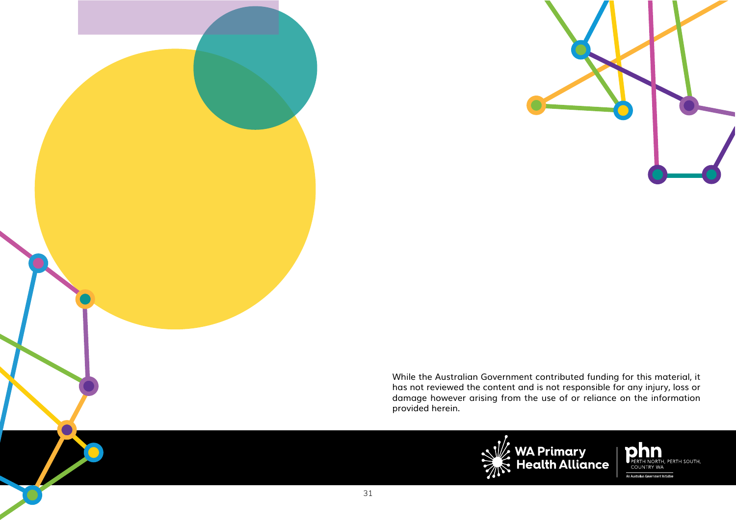While the Australian Government contributed funding for this material, it has not reviewed the content and is not responsible for any injury, loss or damage however arising from the use of or reliance on the information provided herein.

WA Primary Health Alliance

phn PERTH NORTH, PERTH SOUTH, COUNTRY WA

An Australian Government Initiative